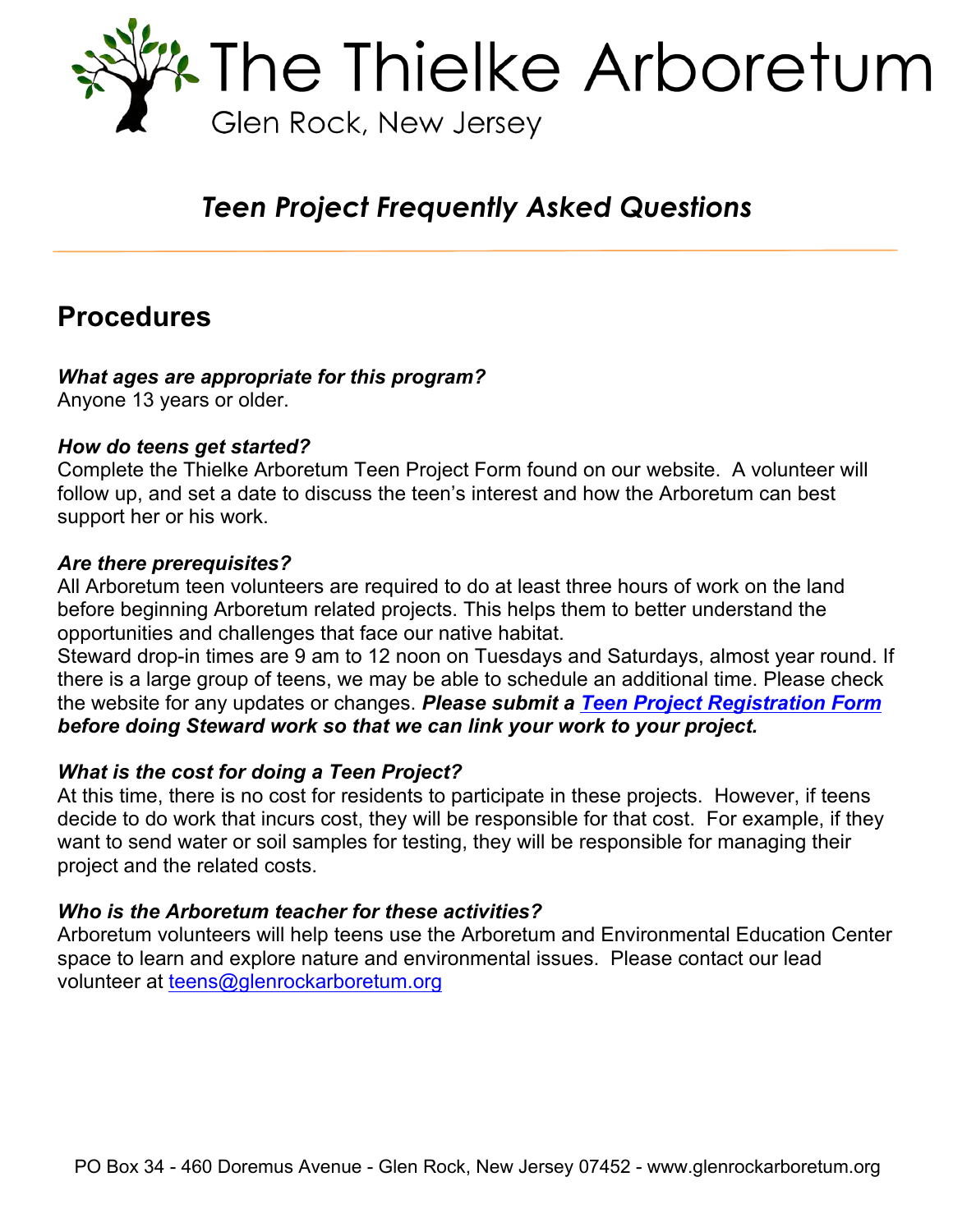# The Thielke Arboretum

Glen Rock, New Jersey

## *Teen Project Frequently Asked Questions*

---

## Procedures

***What ages are appropriate for this program?***
Anyone 13 years or older.

***How do teens get started?***
Complete the Thielke Arboretum Teen Project Form found on our website. A volunteer will follow up, and set a date to discuss the teen's interest and how the Arboretum can best support her or his work.

***Are there prerequisites?***
All Arboretum teen volunteers are required to do at least three hours of work on the land before beginning Arboretum related projects. This helps them to better understand the opportunities and challenges that face our native habitat.
Steward drop-in times are 9 am to 12 noon on Tuesdays and Saturdays, almost year round. If there is a large group of teens, we may be able to schedule an additional time. Please check the website for any updates or changes. ***Please submit a [Teen Project Registration Form](#) before doing Steward work so that we can link your work to your project.***

***What is the cost for doing a Teen Project?***
At this time, there is no cost for residents to participate in these projects. However, if teens decide to do work that incurs cost, they will be responsible for that cost. For example, if they want to send water or soil samples for testing, they will be responsible for managing their project and the related costs.

***Who is the Arboretum teacher for these activities?***
Arboretum volunteers will help teens use the Arboretum and Environmental Education Center space to learn and explore nature and environmental issues. Please contact our lead volunteer at [teens@glenrockarboretum.org](mailto:teens@glenrockarboretum.org)

PO Box 34 - 460 Doremus Avenue - Glen Rock, New Jersey 07452 - www.glenrockarboretum.org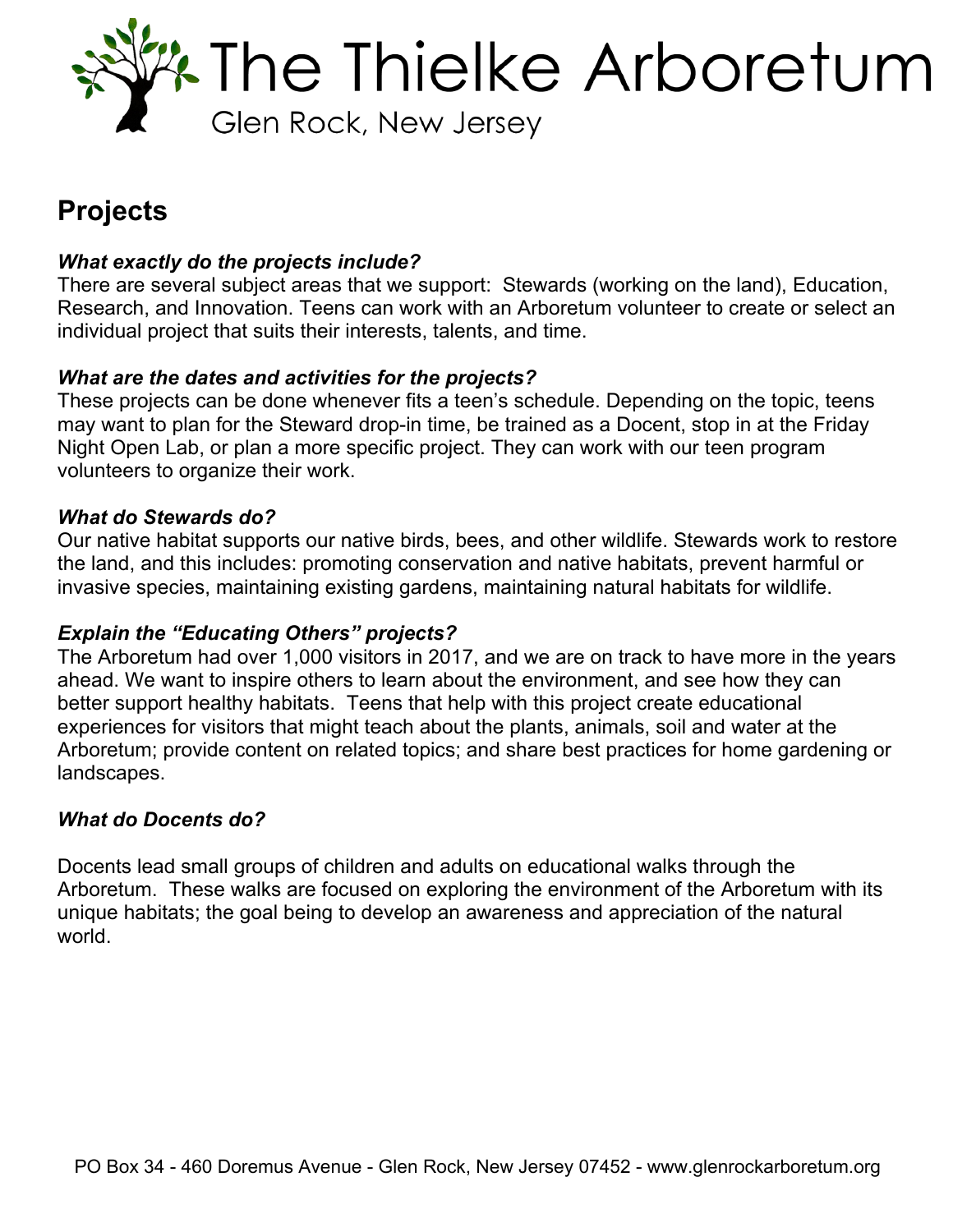# The Thielke Arboretum

Glen Rock, New Jersey

## Projects

### *What exactly do the projects include?*

There are several subject areas that we support: Stewards (working on the land), Education, Research, and Innovation. Teens can work with an Arboretum volunteer to create or select an individual project that suits their interests, talents, and time.

### *What are the dates and activities for the projects?*

These projects can be done whenever fits a teen's schedule. Depending on the topic, teens may want to plan for the Steward drop-in time, be trained as a Docent, stop in at the Friday Night Open Lab, or plan a more specific project. They can work with our teen program volunteers to organize their work.

### *What do Stewards do?*

Our native habitat supports our native birds, bees, and other wildlife. Stewards work to restore the land, and this includes: promoting conservation and native habitats, prevent harmful or invasive species, maintaining existing gardens, maintaining natural habitats for wildlife.

### *Explain the "Educating Others" projects?*

The Arboretum had over 1,000 visitors in 2017, and we are on track to have more in the years ahead. We want to inspire others to learn about the environment, and see how they can better support healthy habitats. Teens that help with this project create educational experiences for visitors that might teach about the plants, animals, soil and water at the Arboretum; provide content on related topics; and share best practices for home gardening or landscapes.

### *What do Docents do?*

Docents lead small groups of children and adults on educational walks through the Arboretum. These walks are focused on exploring the environment of the Arboretum with its unique habitats; the goal being to develop an awareness and appreciation of the natural world.

PO Box 34 - 460 Doremus Avenue - Glen Rock, New Jersey 07452 - www.glenrockarboretum.org